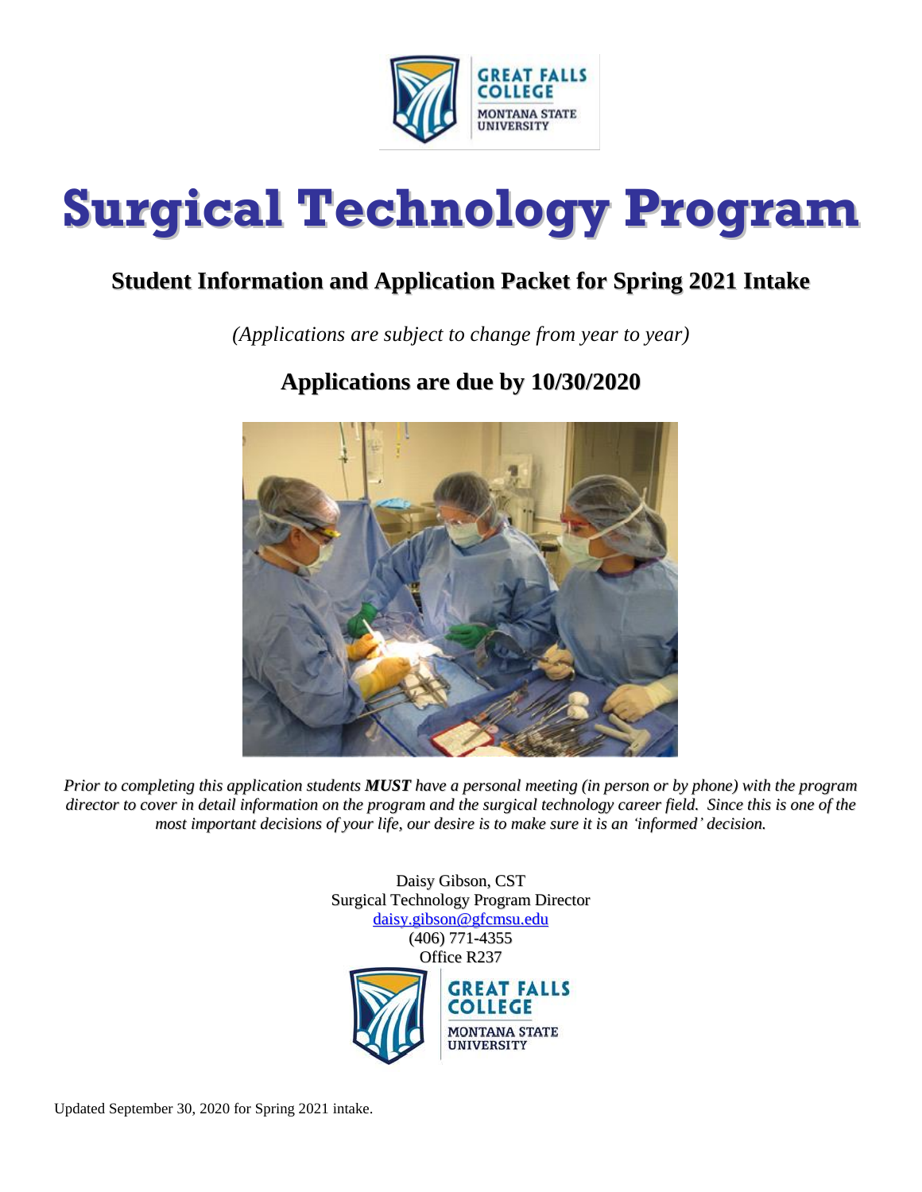GREAT FALLS COLLEGE
MONTANA STATE UNIVERSITY

# Surgical Technology Program

## Student Information and Application Packet for Spring 2021 Intake

*(Applications are subject to change from year to year)*

## Applications are due by 10/30/2020

*Prior to completing this application students **MUST** have a personal meeting (in person or by phone) with the program director to cover in detail information on the program and the surgical technology career field. Since this is one of the most important decisions of your life, our desire is to make sure it is an 'informed' decision.*

Daisy Gibson, CST
Surgical Technology Program Director
daisy.gibson@gfcmsu.edu
(406) 771-4355
Office R237

GREAT FALLS COLLEGE
MONTANA STATE UNIVERSITY

Updated September 30, 2020 for Spring 2021 intake.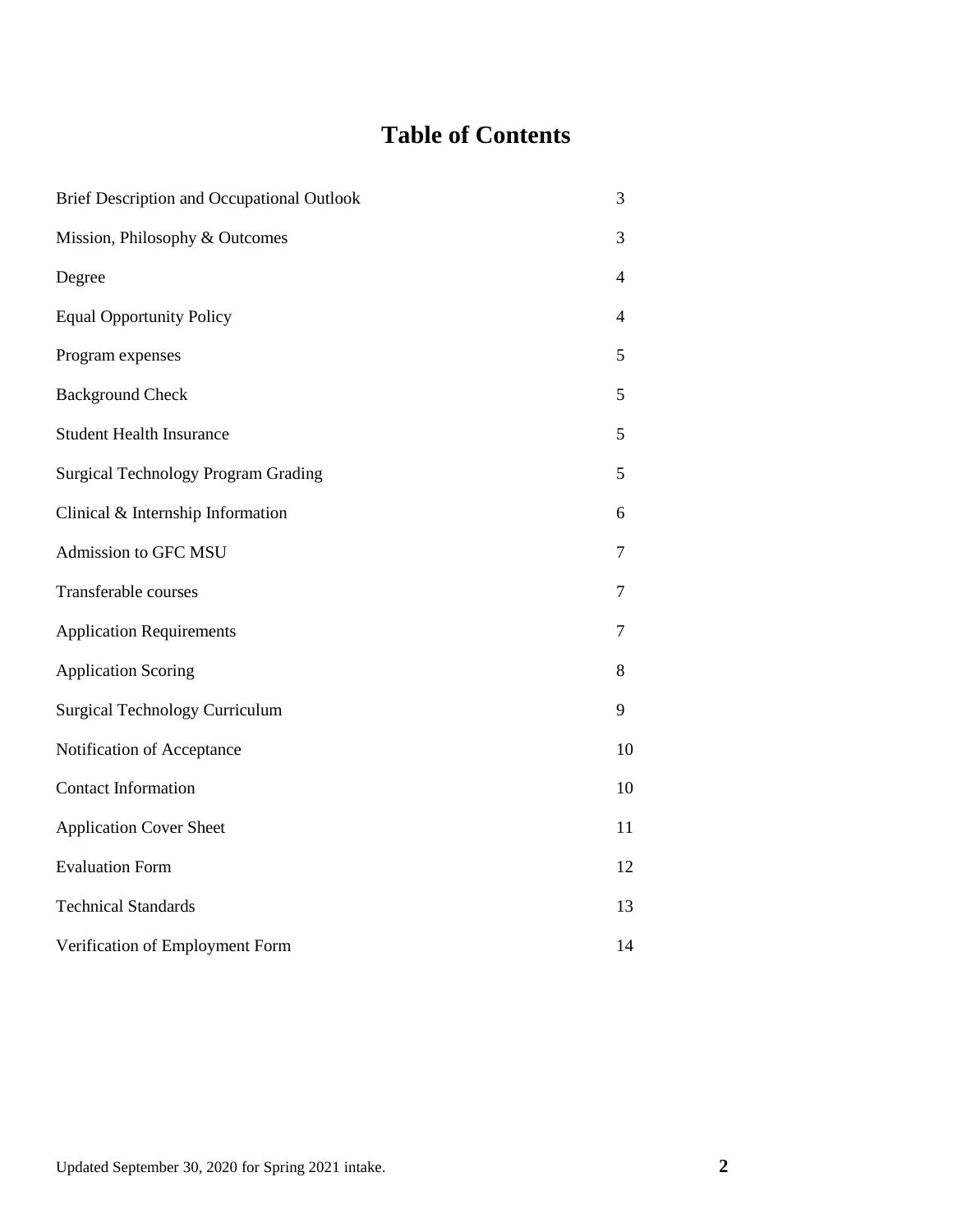# Table of Contents

| | |
|---|---|
| Brief Description and Occupational Outlook | 3 |
| Mission, Philosophy & Outcomes | 3 |
| Degree | 4 |
| Equal Opportunity Policy | 4 |
| Program expenses | 5 |
| Background Check | 5 |
| Student Health Insurance | 5 |
| Surgical Technology Program Grading | 5 |
| Clinical & Internship Information | 6 |
| Admission to GFC MSU | 7 |
| Transferable courses | 7 |
| Application Requirements | 7 |
| Application Scoring | 8 |
| Surgical Technology Curriculum | 9 |
| Notification of Acceptance | 10 |
| Contact Information | 10 |
| Application Cover Sheet | 11 |
| Evaluation Form | 12 |
| Technical Standards | 13 |
| Verification of Employment Form | 14 |

Updated September 30, 2020 for Spring 2021 intake.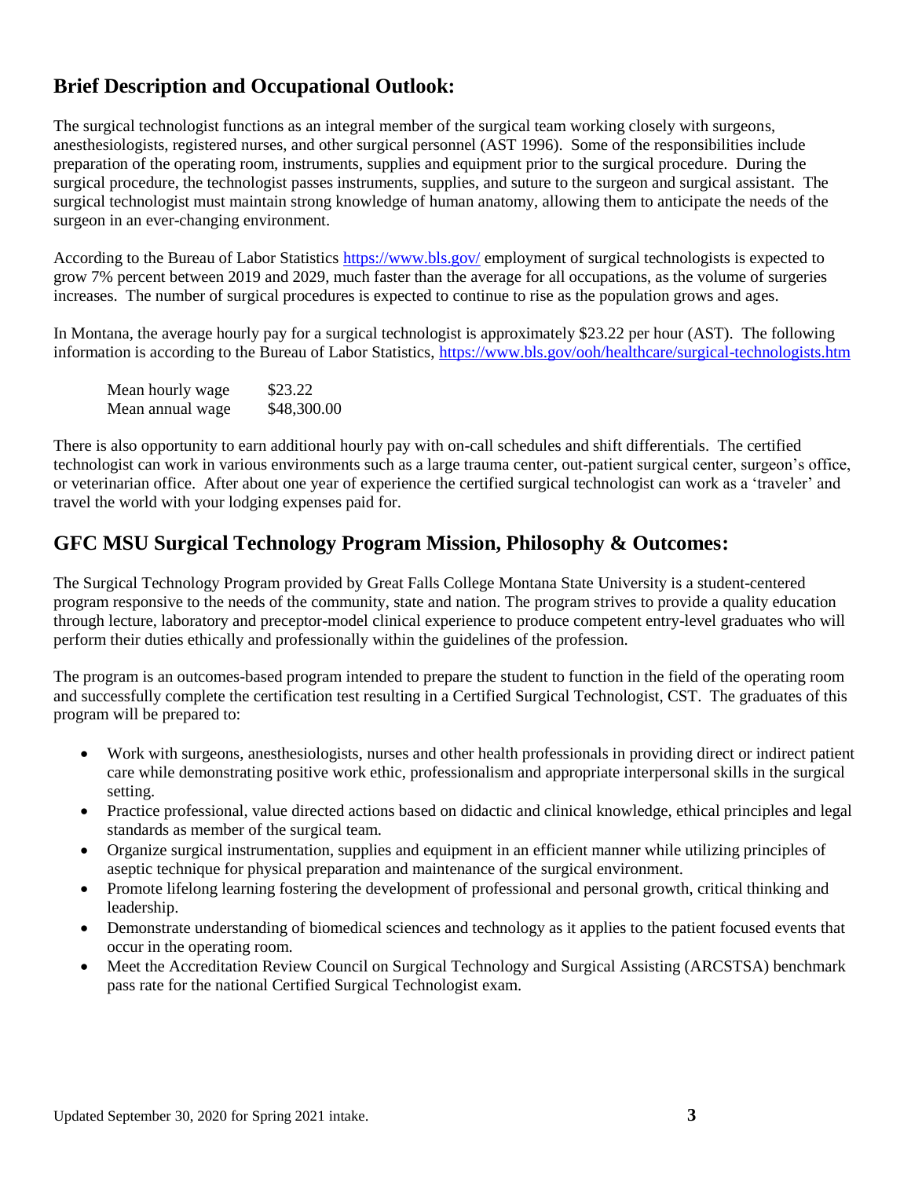## Brief Description and Occupational Outlook:

The surgical technologist functions as an integral member of the surgical team working closely with surgeons, anesthesiologists, registered nurses, and other surgical personnel (AST 1996). Some of the responsibilities include preparation of the operating room, instruments, supplies and equipment prior to the surgical procedure. During the surgical procedure, the technologist passes instruments, supplies, and suture to the surgeon and surgical assistant. The surgical technologist must maintain strong knowledge of human anatomy, allowing them to anticipate the needs of the surgeon in an ever-changing environment.

According to the Bureau of Labor Statistics https://www.bls.gov/ employment of surgical technologists is expected to grow 7% percent between 2019 and 2029, much faster than the average for all occupations, as the volume of surgeries increases. The number of surgical procedures is expected to continue to rise as the population grows and ages.

In Montana, the average hourly pay for a surgical technologist is approximately $23.22 per hour (AST). The following information is according to the Bureau of Labor Statistics, https://www.bls.gov/ooh/healthcare/surgical-technologists.htm

| | |
|---|---|
| Mean hourly wage | $23.22 |
| Mean annual wage | $48,300.00 |

There is also opportunity to earn additional hourly pay with on-call schedules and shift differentials. The certified technologist can work in various environments such as a large trauma center, out-patient surgical center, surgeon's office, or veterinarian office. After about one year of experience the certified surgical technologist can work as a 'traveler' and travel the world with your lodging expenses paid for.

## GFC MSU Surgical Technology Program Mission, Philosophy & Outcomes:

The Surgical Technology Program provided by Great Falls College Montana State University is a student-centered program responsive to the needs of the community, state and nation. The program strives to provide a quality education through lecture, laboratory and preceptor-model clinical experience to produce competent entry-level graduates who will perform their duties ethically and professionally within the guidelines of the profession.

The program is an outcomes-based program intended to prepare the student to function in the field of the operating room and successfully complete the certification test resulting in a Certified Surgical Technologist, CST. The graduates of this program will be prepared to:

- Work with surgeons, anesthesiologists, nurses and other health professionals in providing direct or indirect patient care while demonstrating positive work ethic, professionalism and appropriate interpersonal skills in the surgical setting.
- Practice professional, value directed actions based on didactic and clinical knowledge, ethical principles and legal standards as member of the surgical team.
- Organize surgical instrumentation, supplies and equipment in an efficient manner while utilizing principles of aseptic technique for physical preparation and maintenance of the surgical environment.
- Promote lifelong learning fostering the development of professional and personal growth, critical thinking and leadership.
- Demonstrate understanding of biomedical sciences and technology as it applies to the patient focused events that occur in the operating room.
- Meet the Accreditation Review Council on Surgical Technology and Surgical Assisting (ARCSTSA) benchmark pass rate for the national Certified Surgical Technologist exam.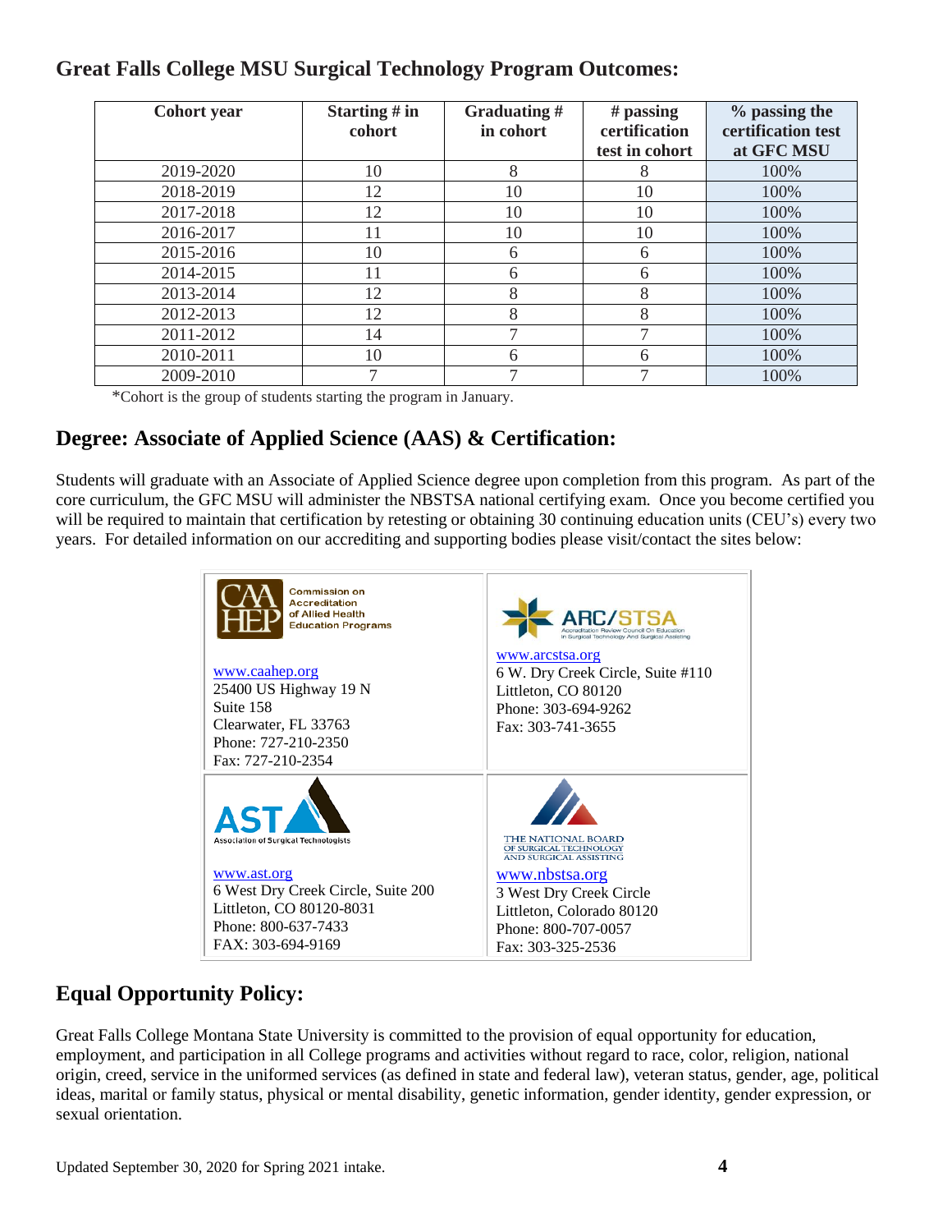## Great Falls College MSU Surgical Technology Program Outcomes:

| Cohort year | Starting # in cohort | Graduating # in cohort | # passing certification test in cohort | % passing the certification test at GFC MSU |
|---|---|---|---|---|
| 2019-2020 | 10 | 8 | 8 | 100% |
| 2018-2019 | 12 | 10 | 10 | 100% |
| 2017-2018 | 12 | 10 | 10 | 100% |
| 2016-2017 | 11 | 10 | 10 | 100% |
| 2015-2016 | 10 | 6 | 6 | 100% |
| 2014-2015 | 11 | 6 | 6 | 100% |
| 2013-2014 | 12 | 8 | 8 | 100% |
| 2012-2013 | 12 | 8 | 8 | 100% |
| 2011-2012 | 14 | 7 | 7 | 100% |
| 2010-2011 | 10 | 6 | 6 | 100% |
| 2009-2010 | 7 | 7 | 7 | 100% |

*Cohort is the group of students starting the program in January.

## Degree: Associate of Applied Science (AAS) & Certification:

Students will graduate with an Associate of Applied Science degree upon completion from this program. As part of the core curriculum, the GFC MSU will administer the NBSTSA national certifying exam. Once you become certified you will be required to maintain that certification by retesting or obtaining 30 continuing education units (CEU's) every two years. For detailed information on our accrediting and supporting bodies please visit/contact the sites below:

| | |
|---|---|
| CAAHEP Commission on Accreditation of Allied Health Education Programs<br>www.caahep.org<br>25400 US Highway 19 N<br>Suite 158<br>Clearwater, FL 33763<br>Phone: 727-210-2350<br>Fax: 727-210-2354 | ARC/STSA Accreditation Review Council On Education in Surgical Technology And Surgical Assisting<br>www.arcstsa.org<br>6 W. Dry Creek Circle, Suite #110<br>Littleton, CO 80120<br>Phone: 303-694-9262<br>Fax: 303-741-3655 |
| AST Association of Surgical Technologists<br>www.ast.org<br>6 West Dry Creek Circle, Suite 200<br>Littleton, CO 80120-8031<br>Phone: 800-637-7433<br>FAX: 303-694-9169 | The National Board of Surgical Technology and Surgical Assisting<br>www.nbstsa.org<br>3 West Dry Creek Circle<br>Littleton, Colorado 80120<br>Phone: 800-707-0057<br>Fax: 303-325-2536 |

## Equal Opportunity Policy:

Great Falls College Montana State University is committed to the provision of equal opportunity for education, employment, and participation in all College programs and activities without regard to race, color, religion, national origin, creed, service in the uniformed services (as defined in state and federal law), veteran status, gender, age, political ideas, marital or family status, physical or mental disability, genetic information, gender identity, gender expression, or sexual orientation.

Updated September 30, 2020 for Spring 2021 intake.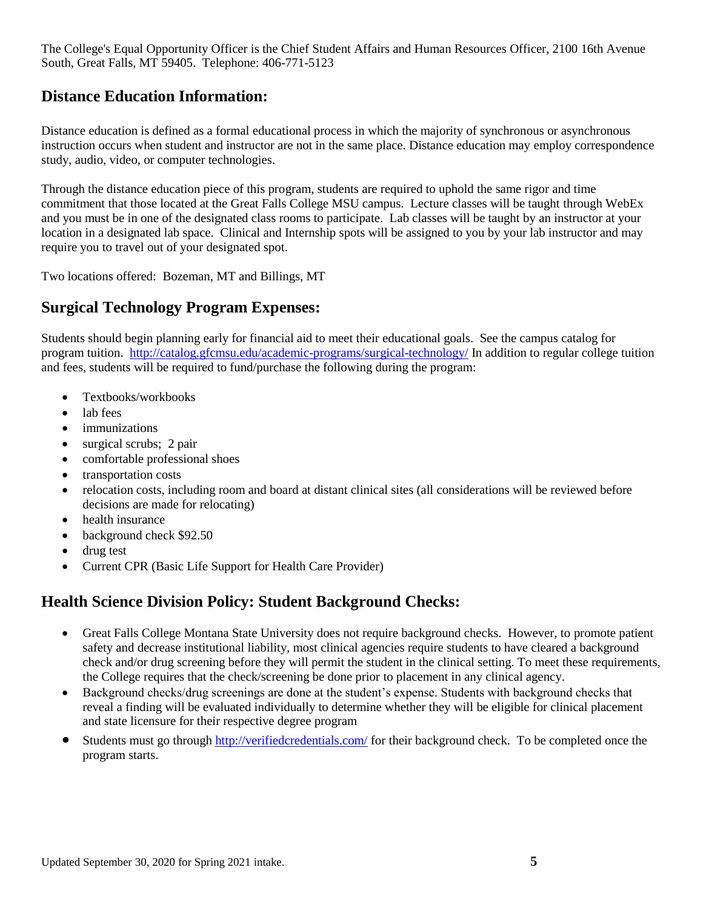The College's Equal Opportunity Officer is the Chief Student Affairs and Human Resources Officer, 2100 16th Avenue South, Great Falls, MT 59405. Telephone: 406-771-5123

## Distance Education Information:

Distance education is defined as a formal educational process in which the majority of synchronous or asynchronous instruction occurs when student and instructor are not in the same place. Distance education may employ correspondence study, audio, video, or computer technologies.

Through the distance education piece of this program, students are required to uphold the same rigor and time commitment that those located at the Great Falls College MSU campus. Lecture classes will be taught through WebEx and you must be in one of the designated class rooms to participate. Lab classes will be taught by an instructor at your location in a designated lab space. Clinical and Internship spots will be assigned to you by your lab instructor and may require you to travel out of your designated spot.

Two locations offered: Bozeman, MT and Billings, MT

## Surgical Technology Program Expenses:

Students should begin planning early for financial aid to meet their educational goals. See the campus catalog for program tuition. http://catalog.gfcmsu.edu/academic-programs/surgical-technology/ In addition to regular college tuition and fees, students will be required to fund/purchase the following during the program:

- Textbooks/workbooks
- lab fees
- immunizations
- surgical scrubs; 2 pair
- comfortable professional shoes
- transportation costs
- relocation costs, including room and board at distant clinical sites (all considerations will be reviewed before decisions are made for relocating)
- health insurance
- background check $92.50
- drug test
- Current CPR (Basic Life Support for Health Care Provider)

## Health Science Division Policy: Student Background Checks:

- Great Falls College Montana State University does not require background checks. However, to promote patient safety and decrease institutional liability, most clinical agencies require students to have cleared a background check and/or drug screening before they will permit the student in the clinical setting. To meet these requirements, the College requires that the check/screening be done prior to placement in any clinical agency.
- Background checks/drug screenings are done at the student's expense. Students with background checks that reveal a finding will be evaluated individually to determine whether they will be eligible for clinical placement and state licensure for their respective degree program
- Students must go through http://verifiedcredentials.com/ for their background check. To be completed once the program starts.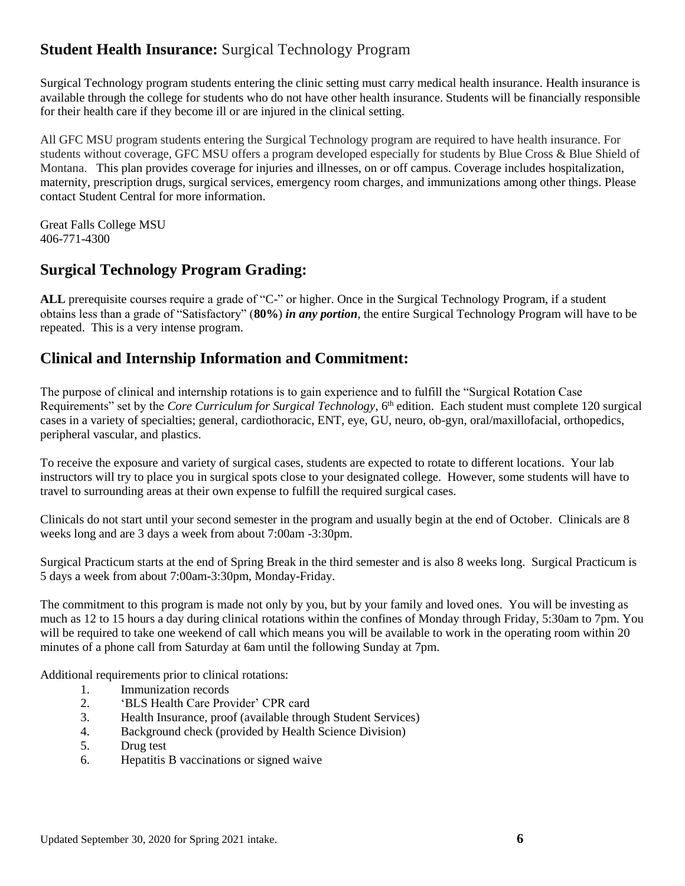## **Student Health Insurance:** Surgical Technology Program

Surgical Technology program students entering the clinic setting must carry medical health insurance. Health insurance is available through the college for students who do not have other health insurance. Students will be financially responsible for their health care if they become ill or are injured in the clinical setting.

All GFC MSU program students entering the Surgical Technology program are required to have health insurance. For students without coverage, GFC MSU offers a program developed especially for students by Blue Cross & Blue Shield of Montana. This plan provides coverage for injuries and illnesses, on or off campus. Coverage includes hospitalization, maternity, prescription drugs, surgical services, emergency room charges, and immunizations among other things. Please contact Student Central for more information.

Great Falls College MSU
406-771-4300

## Surgical Technology Program Grading:

**ALL** prerequisite courses require a grade of "C-" or higher. Once in the Surgical Technology Program, if a student obtains less than a grade of "Satisfactory" (**80%**) ***in any portion***, the entire Surgical Technology Program will have to be repeated. This is a very intense program.

## Clinical and Internship Information and Commitment:

The purpose of clinical and internship rotations is to gain experience and to fulfill the "Surgical Rotation Case Requirements" set by the *Core Curriculum for Surgical Technology*, 6th edition. Each student must complete 120 surgical cases in a variety of specialties; general, cardiothoracic, ENT, eye, GU, neuro, ob-gyn, oral/maxillofacial, orthopedics, peripheral vascular, and plastics.

To receive the exposure and variety of surgical cases, students are expected to rotate to different locations. Your lab instructors will try to place you in surgical spots close to your designated college. However, some students will have to travel to surrounding areas at their own expense to fulfill the required surgical cases.

Clinicals do not start until your second semester in the program and usually begin at the end of October. Clinicals are 8 weeks long and are 3 days a week from about 7:00am -3:30pm.

Surgical Practicum starts at the end of Spring Break in the third semester and is also 8 weeks long. Surgical Practicum is 5 days a week from about 7:00am-3:30pm, Monday-Friday.

The commitment to this program is made not only by you, but by your family and loved ones. You will be investing as much as 12 to 15 hours a day during clinical rotations within the confines of Monday through Friday, 5:30am to 7pm. You will be required to take one weekend of call which means you will be available to work in the operating room within 20 minutes of a phone call from Saturday at 6am until the following Sunday at 7pm.

Additional requirements prior to clinical rotations:

1. Immunization records
2. 'BLS Health Care Provider' CPR card
3. Health Insurance, proof (available through Student Services)
4. Background check (provided by Health Science Division)
5. Drug test
6. Hepatitis B vaccinations or signed waive

Updated September 30, 2020 for Spring 2021 intake.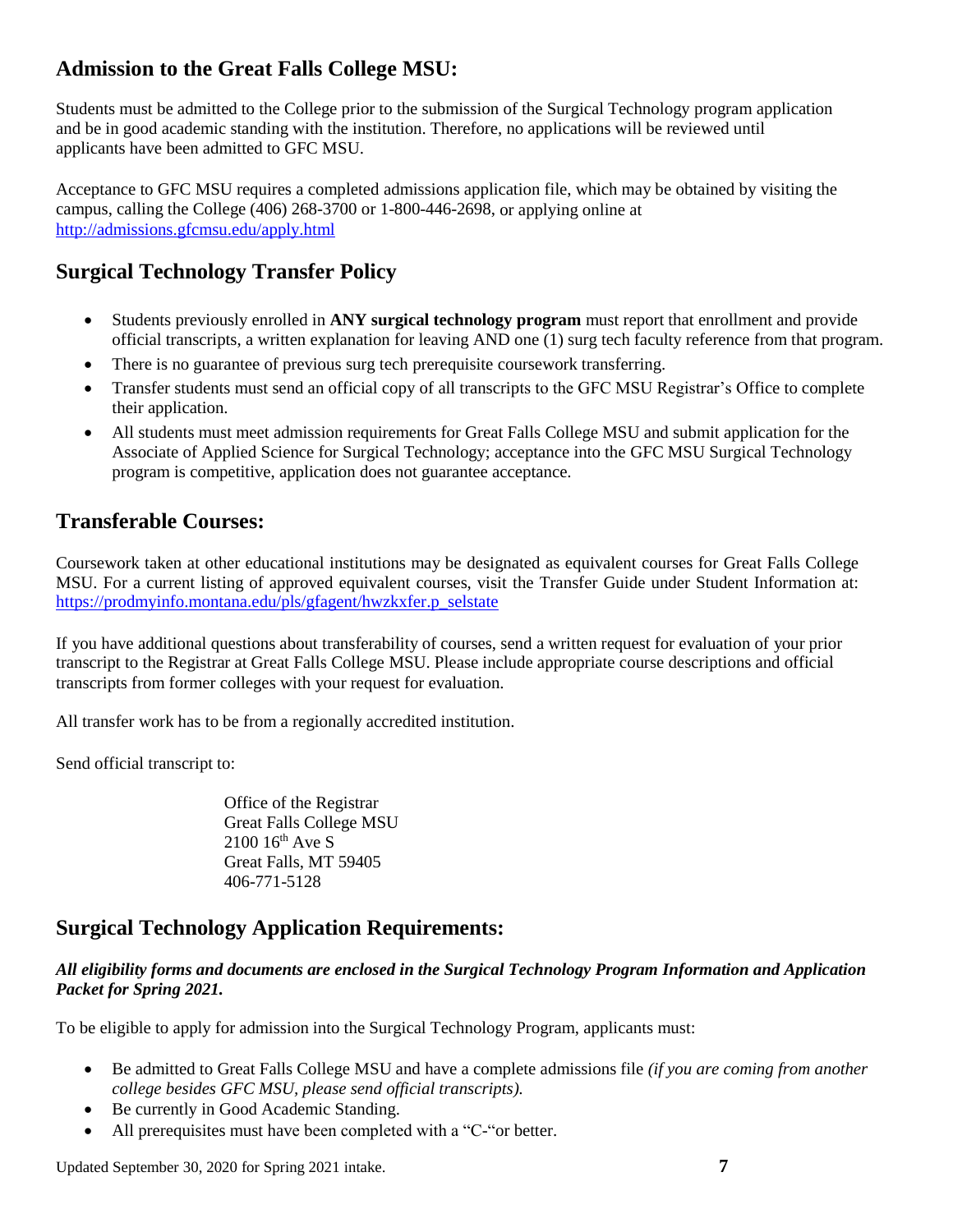## Admission to the Great Falls College MSU:

Students must be admitted to the College prior to the submission of the Surgical Technology program application and be in good academic standing with the institution. Therefore, no applications will be reviewed until applicants have been admitted to GFC MSU.

Acceptance to GFC MSU requires a completed admissions application file, which may be obtained by visiting the campus, calling the College (406) 268-3700 or 1-800-446-2698, or applying online at http://admissions.gfcmsu.edu/apply.html

## Surgical Technology Transfer Policy

- Students previously enrolled in **ANY surgical technology program** must report that enrollment and provide official transcripts, a written explanation for leaving AND one (1) surg tech faculty reference from that program.
- There is no guarantee of previous surg tech prerequisite coursework transferring.
- Transfer students must send an official copy of all transcripts to the GFC MSU Registrar's Office to complete their application.
- All students must meet admission requirements for Great Falls College MSU and submit application for the Associate of Applied Science for Surgical Technology; acceptance into the GFC MSU Surgical Technology program is competitive, application does not guarantee acceptance.

## Transferable Courses:

Coursework taken at other educational institutions may be designated as equivalent courses for Great Falls College MSU. For a current listing of approved equivalent courses, visit the Transfer Guide under Student Information at: https://prodmyinfo.montana.edu/pls/gfagent/hwzkxfer.p_selstate

If you have additional questions about transferability of courses, send a written request for evaluation of your prior transcript to the Registrar at Great Falls College MSU. Please include appropriate course descriptions and official transcripts from former colleges with your request for evaluation.

All transfer work has to be from a regionally accredited institution.

Send official transcript to:

Office of the Registrar
Great Falls College MSU
2100 16th Ave S
Great Falls, MT 59405
406-771-5128

## Surgical Technology Application Requirements:

***All eligibility forms and documents are enclosed in the Surgical Technology Program Information and Application Packet for Spring 2021.***

To be eligible to apply for admission into the Surgical Technology Program, applicants must:

- Be admitted to Great Falls College MSU and have a complete admissions file *(if you are coming from another college besides GFC MSU, please send official transcripts).*
- Be currently in Good Academic Standing.
- All prerequisites must have been completed with a "C-"or better.

Updated September 30, 2020 for Spring 2021 intake.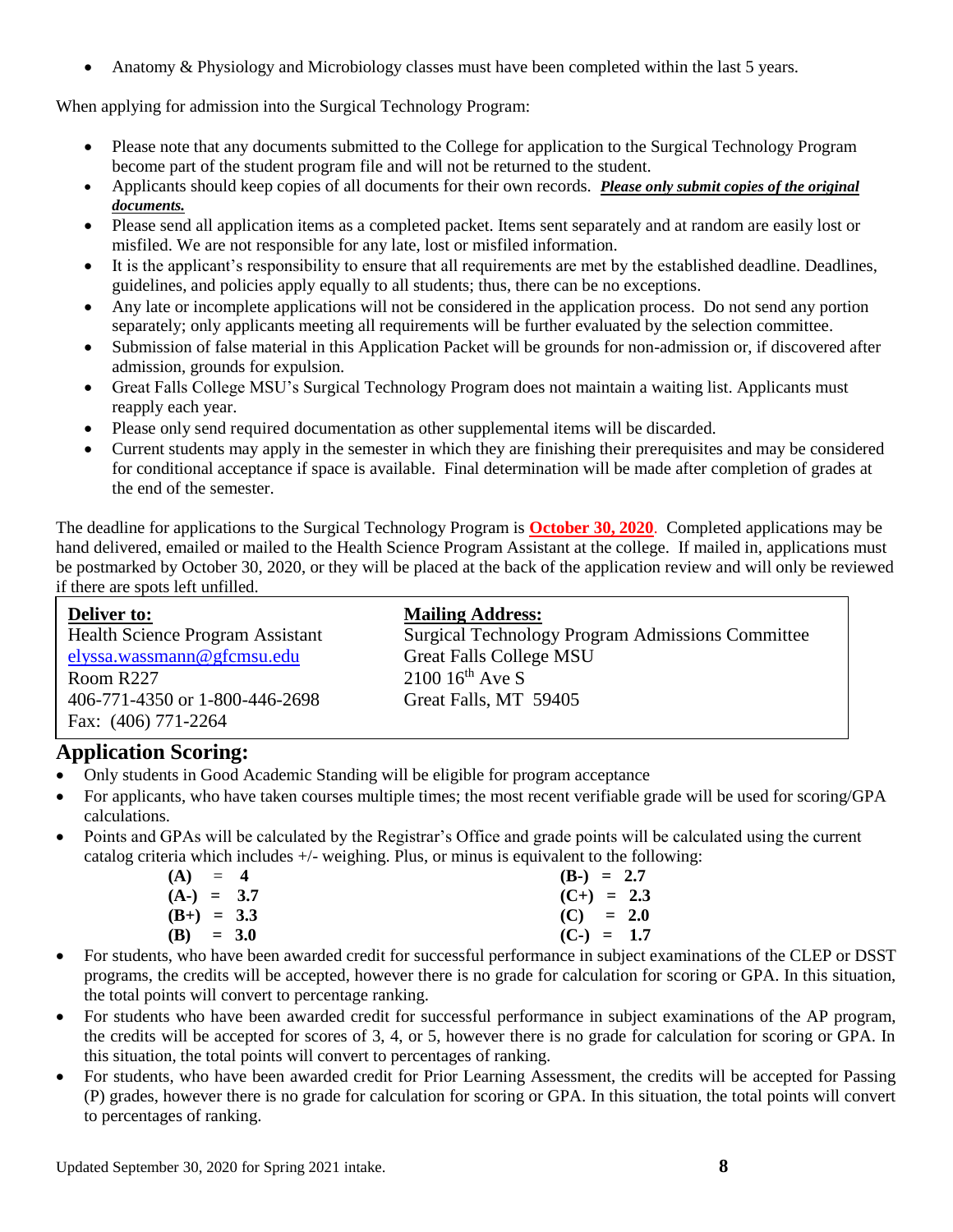- Anatomy & Physiology and Microbiology classes must have been completed within the last 5 years.

When applying for admission into the Surgical Technology Program:

- Please note that any documents submitted to the College for application to the Surgical Technology Program become part of the student program file and will not be returned to the student.
- Applicants should keep copies of all documents for their own records. ***Please only submit copies of the original documents.***
- Please send all application items as a completed packet. Items sent separately and at random are easily lost or misfiled. We are not responsible for any late, lost or misfiled information.
- It is the applicant's responsibility to ensure that all requirements are met by the established deadline. Deadlines, guidelines, and policies apply equally to all students; thus, there can be no exceptions.
- Any late or incomplete applications will not be considered in the application process. Do not send any portion separately; only applicants meeting all requirements will be further evaluated by the selection committee.
- Submission of false material in this Application Packet will be grounds for non-admission or, if discovered after admission, grounds for expulsion.
- Great Falls College MSU's Surgical Technology Program does not maintain a waiting list. Applicants must reapply each year.
- Please only send required documentation as other supplemental items will be discarded.
- Current students may apply in the semester in which they are finishing their prerequisites and may be considered for conditional acceptance if space is available. Final determination will be made after completion of grades at the end of the semester.

The deadline for applications to the Surgical Technology Program is **October 30, 2020**. Completed applications may be hand delivered, emailed or mailed to the Health Science Program Assistant at the college. If mailed in, applications must be postmarked by October 30, 2020, or they will be placed at the back of the application review and will only be reviewed if there are spots left unfilled.

| **Deliver to:** | **Mailing Address:** |
|---|---|
| Health Science Program Assistant | Surgical Technology Program Admissions Committee |
| elyssa.wassmann@gfcmsu.edu | Great Falls College MSU |
| Room R227 | 2100 16th Ave S |
| 406-771-4350 or 1-800-446-2698 | Great Falls, MT 59405 |
| Fax: (406) 771-2264 | |

## Application Scoring:

- Only students in Good Academic Standing will be eligible for program acceptance
- For applicants, who have taken courses multiple times; the most recent verifiable grade will be used for scoring/GPA calculations.
- Points and GPAs will be calculated by the Registrar's Office and grade points will be calculated using the current catalog criteria which includes +/- weighing. Plus, or minus is equivalent to the following:

| | | | |
|---|---|---|---|
| **(A)** | **= 4** | **(B-)** | **= 2.7** |
| **(A-)** | **= 3.7** | **(C+)** | **= 2.3** |
| **(B+)** | **= 3.3** | **(C)** | **= 2.0** |
| **(B)** | **= 3.0** | **(C-)** | **= 1.7** |

- For students, who have been awarded credit for successful performance in subject examinations of the CLEP or DSST programs, the credits will be accepted, however there is no grade for calculation for scoring or GPA. In this situation, the total points will convert to percentage ranking.
- For students who have been awarded credit for successful performance in subject examinations of the AP program, the credits will be accepted for scores of 3, 4, or 5, however there is no grade for calculation for scoring or GPA. In this situation, the total points will convert to percentages of ranking.
- For students, who have been awarded credit for Prior Learning Assessment, the credits will be accepted for Passing (P) grades, however there is no grade for calculation for scoring or GPA. In this situation, the total points will convert to percentages of ranking.

Updated September 30, 2020 for Spring 2021 intake.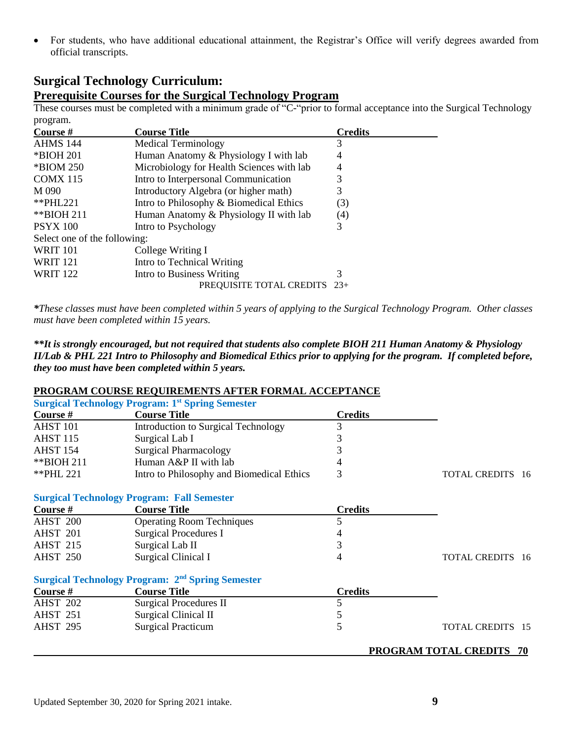- For students, who have additional educational attainment, the Registrar's Office will verify degrees awarded from official transcripts.

## Surgical Technology Curriculum:

### Prerequisite Courses for the Surgical Technology Program

These courses must be completed with a minimum grade of "C-"prior to formal acceptance into the Surgical Technology program.

| Course # | Course Title | Credits |
|---|---|---|
| AHMS 144 | Medical Terminology | 3 |
| *BIOH 201 | Human Anatomy & Physiology I with lab | 4 |
| *BIOM 250 | Microbiology for Health Sciences with lab | 4 |
| COMX 115 | Intro to Interpersonal Communication | 3 |
| M 090 | Introductory Algebra (or higher math) | 3 |
| **PHL221 | Intro to Philosophy & Biomedical Ethics | (3) |
| **BIOH 211 | Human Anatomy & Physiology II with lab | (4) |
| PSYX 100 | Intro to Psychology | 3 |
| Select one of the following: | | |
| WRIT 101 | College Writing I | |
| WRIT 121 | Intro to Technical Writing | |
| WRIT 122 | Intro to Business Writing | 3 |
| | PREQUISITE TOTAL CREDITS | 23+ |

***These classes must have been completed within 5 years of applying to the Surgical Technology Program.** *Other classes must have been completed within 15 years.*

***\*It is strongly encouraged, but not required that students also complete BIOH 211 Human Anatomy & Physiology II/Lab & PHL 221 Intro to Philosophy and Biomedical Ethics prior to applying for the program. If completed before, they too must have been completed within 5 years.***

### PROGRAM COURSE REQUIREMENTS AFTER FORMAL ACCEPTANCE

**Surgical Technology Program: 1st Spring Semester**

| Course # | Course Title | Credits | |
|---|---|---|---|
| AHST 101 | Introduction to Surgical Technology | 3 | |
| AHST 115 | Surgical Lab I | 3 | |
| AHST 154 | Surgical Pharmacology | 3 | |
| **BIOH 211 | Human A&P II with lab | 4 | |
| **PHL 221 | Intro to Philosophy and Biomedical Ethics | 3 | TOTAL CREDITS 16 |

**Surgical Technology Program: Fall Semester**

| Course # | Course Title | Credits | |
|---|---|---|---|
| AHST 200 | Operating Room Techniques | 5 | |
| AHST 201 | Surgical Procedures I | 4 | |
| AHST 215 | Surgical Lab II | 3 | |
| AHST 250 | Surgical Clinical I | 4 | TOTAL CREDITS 16 |

**Surgical Technology Program: 2nd Spring Semester**

| Course # | Course Title | Credits | |
|---|---|---|---|
| AHST 202 | Surgical Procedures II | 5 | |
| AHST 251 | Surgical Clinical II | 5 | |
| AHST 295 | Surgical Practicum | 5 | TOTAL CREDITS 15 |

**PROGRAM TOTAL CREDITS 70**

Updated September 30, 2020 for Spring 2021 intake.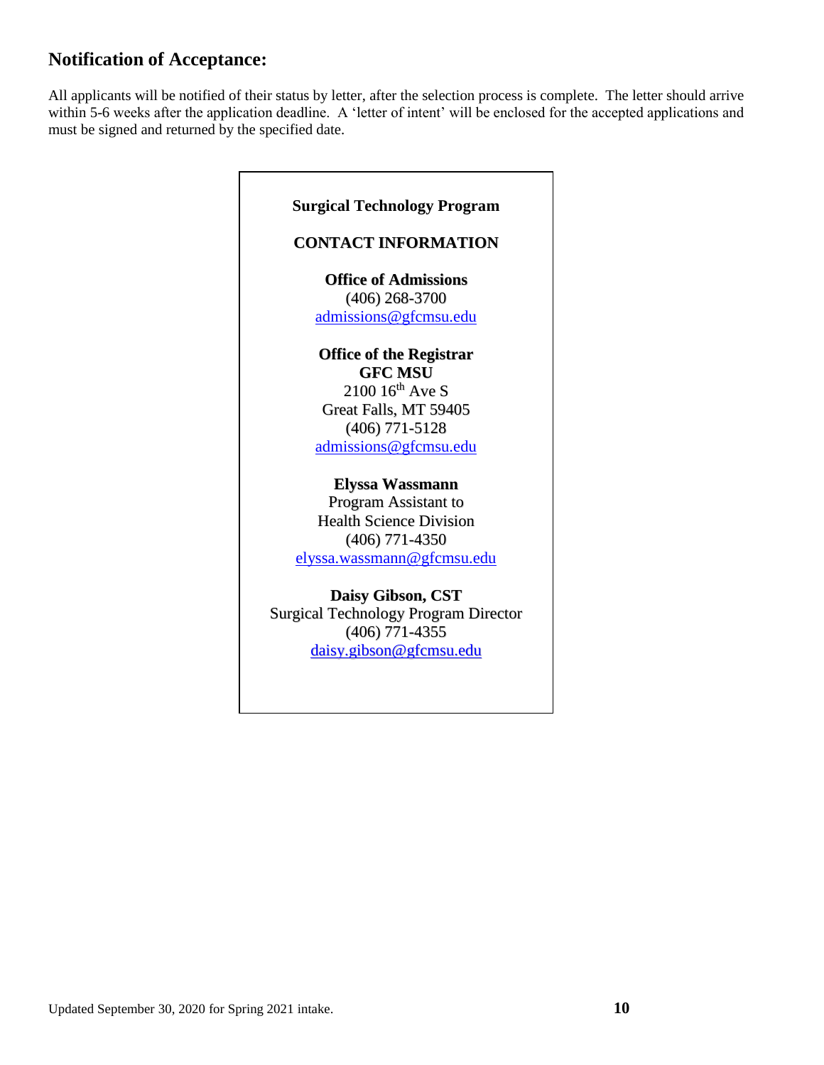## Notification of Acceptance:

All applicants will be notified of their status by letter, after the selection process is complete. The letter should arrive within 5-6 weeks after the application deadline. A 'letter of intent' will be enclosed for the accepted applications and must be signed and returned by the specified date.

**Surgical Technology Program**

**CONTACT INFORMATION**

**Office of Admissions**
(406) 268-3700
admissions@gfcmsu.edu

**Office of the Registrar**
**GFC MSU**
2100 16th Ave S
Great Falls, MT 59405
(406) 771-5128
admissions@gfcmsu.edu

**Elyssa Wassmann**
Program Assistant to
Health Science Division
(406) 771-4350
elyssa.wassmann@gfcmsu.edu

**Daisy Gibson, CST**
Surgical Technology Program Director
(406) 771-4355
daisy.gibson@gfcmsu.edu

Updated September 30, 2020 for Spring 2021 intake.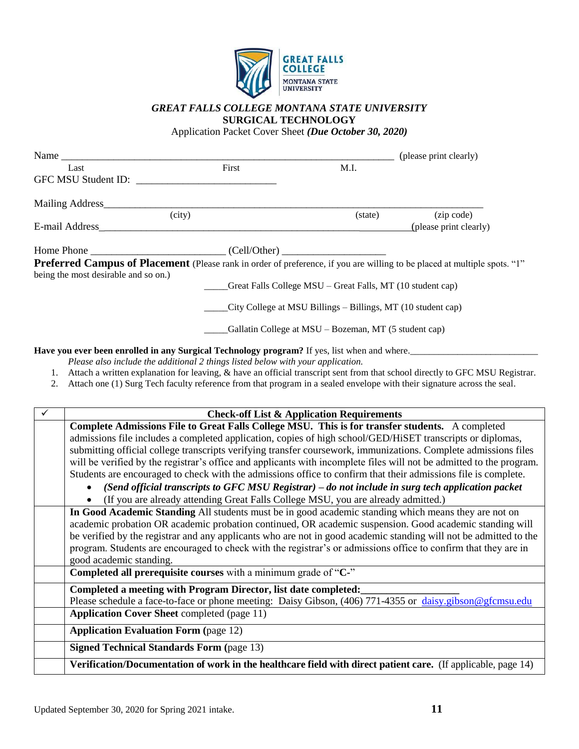# *GREAT FALLS COLLEGE MONTANA STATE UNIVERSITY*
## SURGICAL TECHNOLOGY
Application Packet Cover Sheet ***(Due October 30, 2020)***

Name ______________________________________________________________ (please print clearly)
Last                                        First                                        M.I.

GFC MSU Student ID: ___________________________

Mailing Address________________________________________________________________________
(city)                                        (state)                    (zip code)

E-mail Address_____________________________________________________________(please print clearly)

Home Phone _________________________ (Cell/Other) ____________________

**Preferred Campus of Placement** (Please rank in order of preference, if you are willing to be placed at multiple spots. "1" being the most desirable and so on.)

_____Great Falls College MSU – Great Falls, MT (10 student cap)

_____City College at MSU Billings – Billings, MT (10 student cap)

_____Gallatin College at MSU – Bozeman, MT (5 student cap)

**Have you ever been enrolled in any Surgical Technology program?** If yes, list when and where.___________________________

*Please also include the additional 2 things listed below with your application.*

1. Attach a written explanation for leaving, & have an official transcript sent from that school directly to GFC MSU Registrar.
2. Attach one (1) Surg Tech faculty reference from that program in a sealed envelope with their signature across the seal.

| ✓ | Check-off List & Application Requirements |
|---|---|
| | **Complete Admissions File to Great Falls College MSU. This is for transfer students.** A completed admissions file includes a completed application, copies of high school/GED/HiSET transcripts or diplomas, submitting official college transcripts verifying transfer coursework, immunizations. Complete admissions files will be verified by the registrar's office and applicants with incomplete files will not be admitted to the program. Students are encouraged to check with the admissions office to confirm that their admissions file is complete. <br>• ***(Send official transcripts to GFC MSU Registrar) – do not include in surg tech application packet*** <br>• (If you are already attending Great Falls College MSU, you are already admitted.) |
| | **In Good Academic Standing** All students must be in good academic standing which means they are not on academic probation OR academic probation continued, OR academic suspension. Good academic standing will be verified by the registrar and any applicants who are not in good academic standing will not be admitted to the program. Students are encouraged to check with the registrar's or admissions office to confirm that they are in good academic standing. |
| | **Completed all prerequisite courses** with a minimum grade of "**C-**" |
| | **Completed a meeting with Program Director, list date completed:**__________________ <br>Please schedule a face-to-face or phone meeting: Daisy Gibson, (406) 771-4355 or daisy.gibson@gfcmsu.edu |
| | **Application Cover Sheet** completed (page 11) |
| | **Application Evaluation Form (**page 12) |
| | **Signed Technical Standards Form (**page 13) |
| | **Verification/Documentation of work in the healthcare field with direct patient care.** (If applicable, page 14) |

Updated September 30, 2020 for Spring 2021 intake.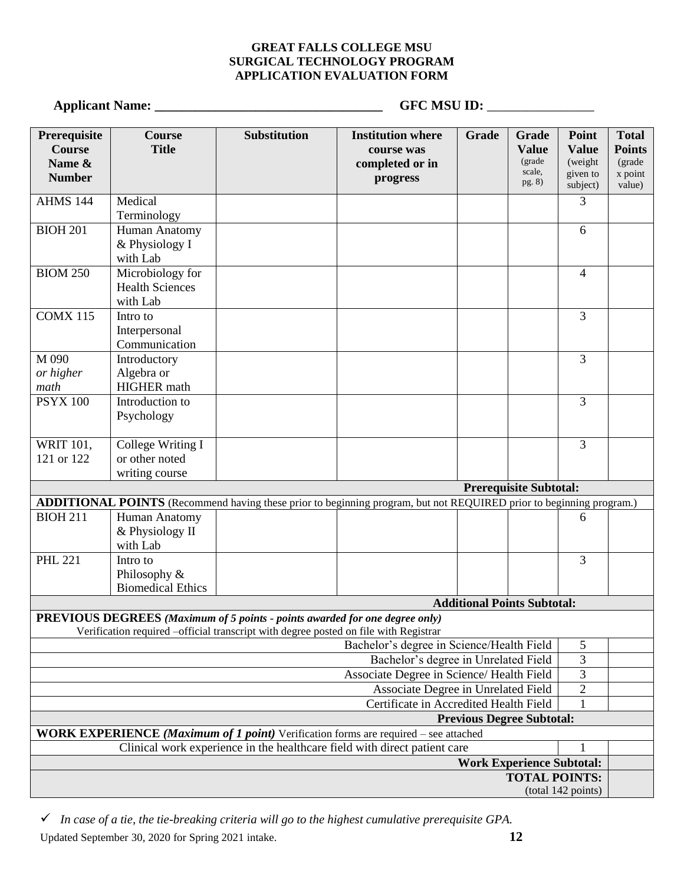**GREAT FALLS COLLEGE MSU**
**SURGICAL TECHNOLOGY PROGRAM**
**APPLICATION EVALUATION FORM**

**Applicant Name: \_\_\_\_\_\_\_\_\_\_\_\_\_\_\_\_\_\_\_\_\_\_\_\_\_\_\_\_\_\_\_\_\_\_** **GFC MSU ID:** \_\_\_\_\_\_\_\_\_\_\_\_\_\_\_\_

| **Prerequisite Course Name & Number** | **Course Title** | **Substitution** | **Institution where course was completed or in progress** | **Grade** | **Grade Value** (grade scale, pg. 8) | **Point Value** (weight given to subject) | **Total Points** (grade x point value) |
|---|---|---|---|---|---|---|---|
| AHMS 144 | Medical Terminology | | | | | 3 | |
| BIOH 201 | Human Anatomy & Physiology I with Lab | | | | | 6 | |
| BIOM 250 | Microbiology for Health Sciences with Lab | | | | | 4 | |
| COMX 115 | Intro to Interpersonal Communication | | | | | 3 | |
| M 090 *or higher math* | Introductory Algebra or HIGHER math | | | | | 3 | |
| PSYX 100 | Introduction to Psychology | | | | | 3 | |
| WRIT 101, 121 or 122 | College Writing I or other noted writing course | | | | | 3 | |
| | | | | | **Prerequisite Subtotal:** | | |
| **ADDITIONAL POINTS** (Recommend having these prior to beginning program, but not REQUIRED prior to beginning program.) | | | | | | | |
| BIOH 211 | Human Anatomy & Physiology II with Lab | | | | | 6 | |
| PHL 221 | Intro to Philosophy & Biomedical Ethics | | | | | 3 | |
| | | | | | **Additional Points Subtotal:** | | |
| **PREVIOUS DEGREES** ***(Maximum of 5 points - points awarded for one degree only)*** Verification required –official transcript with degree posted on file with Registrar | | | | | | | |
| | | | | | Bachelor's degree in Science/Health Field | 5 | |
| | | | | | Bachelor's degree in Unrelated Field | 3 | |
| | | | | | Associate Degree in Science/ Health Field | 3 | |
| | | | | | Associate Degree in Unrelated Field | 2 | |
| | | | | | Certificate in Accredited Health Field | 1 | |
| | | | | | **Previous Degree Subtotal:** | | |
| **WORK EXPERIENCE** ***(Maximum of 1 point)*** Verification forms are required – see attached | | | | | | | |
| | | | | | Clinical work experience in the healthcare field with direct patient care | 1 | |
| | | | | | **Work Experience Subtotal:** | | |
| | | | | | **TOTAL POINTS:** (total 142 points) | | |

✓ *In case of a tie, the tie-breaking criteria will go to the highest cumulative prerequisite GPA.*

Updated September 30, 2020 for Spring 2021 intake.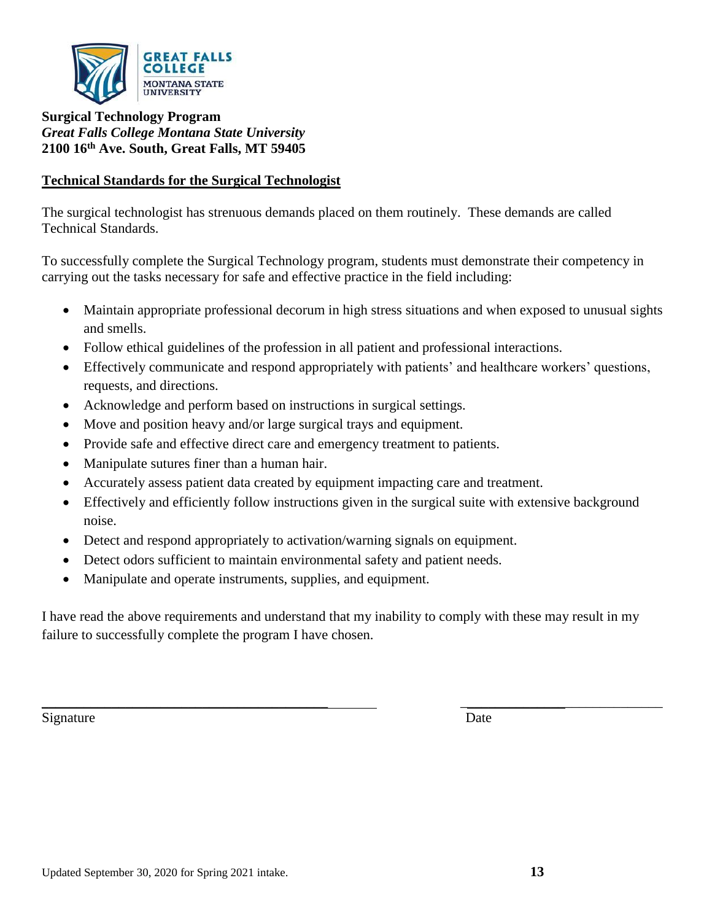**Surgical Technology Program**
***Great Falls College Montana State University***
**2100 16th Ave. South, Great Falls, MT 59405**

## Technical Standards for the Surgical Technologist

The surgical technologist has strenuous demands placed on them routinely. These demands are called Technical Standards.

To successfully complete the Surgical Technology program, students must demonstrate their competency in carrying out the tasks necessary for safe and effective practice in the field including:

- Maintain appropriate professional decorum in high stress situations and when exposed to unusual sights and smells.
- Follow ethical guidelines of the profession in all patient and professional interactions.
- Effectively communicate and respond appropriately with patients' and healthcare workers' questions, requests, and directions.
- Acknowledge and perform based on instructions in surgical settings.
- Move and position heavy and/or large surgical trays and equipment.
- Provide safe and effective direct care and emergency treatment to patients.
- Manipulate sutures finer than a human hair.
- Accurately assess patient data created by equipment impacting care and treatment.
- Effectively and efficiently follow instructions given in the surgical suite with extensive background noise.
- Detect and respond appropriately to activation/warning signals on equipment.
- Detect odors sufficient to maintain environmental safety and patient needs.
- Manipulate and operate instruments, supplies, and equipment.

I have read the above requirements and understand that my inability to comply with these may result in my failure to successfully complete the program I have chosen.

\_\_\_\_\_\_\_\_\_\_\_\_\_\_\_\_\_\_\_\_\_\_\_\_\_\_\_\_\_\_\_\_\_\_\_\_\_\_\_\_\_\_\_\_ &nbsp;&nbsp;&nbsp;&nbsp; \_\_\_\_\_\_\_\_\_\_\_\_\_\_\_\_\_\_\_\_\_\_\_\_\_\_\_\_

Signature &nbsp;&nbsp;&nbsp;&nbsp;&nbsp;&nbsp;&nbsp;&nbsp;&nbsp;&nbsp;&nbsp;&nbsp;&nbsp;&nbsp;&nbsp;&nbsp;&nbsp;&nbsp;&nbsp;&nbsp;&nbsp;&nbsp;&nbsp;&nbsp;&nbsp;&nbsp;&nbsp;&nbsp;&nbsp;&nbsp;&nbsp;&nbsp;&nbsp;&nbsp;&nbsp;&nbsp;&nbsp;&nbsp;&nbsp;&nbsp; Date

Updated September 30, 2020 for Spring 2021 intake.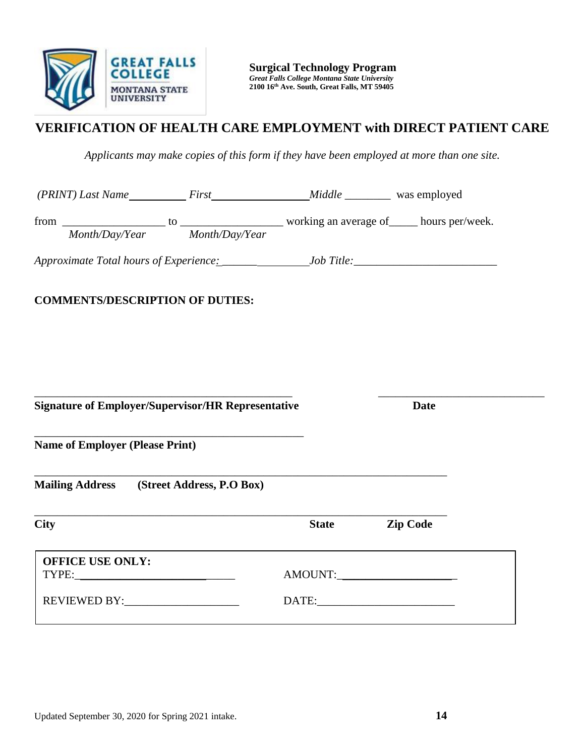**Surgical Technology Program**
***Great Falls College Montana State University***
**2100 16th Ave. South, Great Falls, MT 59405**

# VERIFICATION OF HEALTH CARE EMPLOYMENT with DIRECT PATIENT CARE

*Applicants may make copies of this form if they have been employed at more than one site.*

*(PRINT) Last Name* __________ *First* _________________ *Middle* ________ was employed

from _________________ to _________________ working an average of_____ hours per/week.
*Month/Day/Year* *Month/Day/Year*

*Approximate Total hours of Experience:* _______________ *Job Title:* _________________________

**COMMENTS/DESCRIPTION OF DUTIES:**

_______________________________________________ ______________________________

**Signature of Employer/Supervisor/HR Representative** **Date**

_________________________________________________

**Name of Employer (Please Print)**

___________________________________________________________________________

**Mailing Address (Street Address, P.O Box)**

___________________________________________________________________________

**City** **State** **Zip Code**

**OFFICE USE ONLY:**

TYPE:_____________________________ AMOUNT:_____________________

REVIEWED BY:____________________ DATE:________________________

Updated September 30, 2020 for Spring 2021 intake.